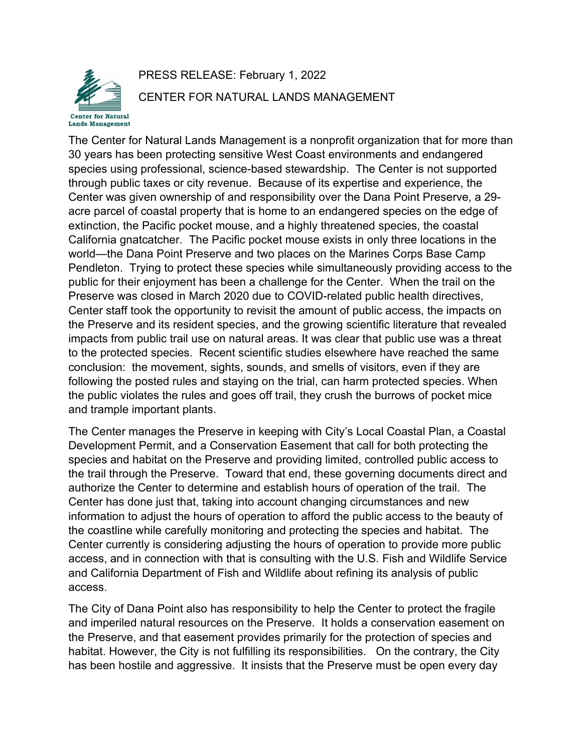PRESS RELEASE: February 1, 2022

CENTER FOR NATURAL LANDS MANAGEMENT

Center for Natural Lands Management

The Center for Natural Lands Management is a nonprofit organization that for more than 30 years has been protecting sensitive West Coast environments and endangered species using professional, science-based stewardship. The Center is not supported through public taxes or city revenue. Because of its expertise and experience, the Center was given ownership of and responsibility over the Dana Point Preserve, a 29-acre parcel of coastal property that is home to an endangered species on the edge of extinction, the Pacific pocket mouse, and a highly threatened species, the coastal California gnatcatcher. The Pacific pocket mouse exists in only three locations in the world—the Dana Point Preserve and two places on the Marines Corps Base Camp Pendleton. Trying to protect these species while simultaneously providing access to the public for their enjoyment has been a challenge for the Center. When the trail on the Preserve was closed in March 2020 due to COVID-related public health directives, Center staff took the opportunity to revisit the amount of public access, the impacts on the Preserve and its resident species, and the growing scientific literature that revealed impacts from public trail use on natural areas. It was clear that public use was a threat to the protected species. Recent scientific studies elsewhere have reached the same conclusion: the movement, sights, sounds, and smells of visitors, even if they are following the posted rules and staying on the trial, can harm protected species. When the public violates the rules and goes off trail, they crush the burrows of pocket mice and trample important plants.

The Center manages the Preserve in keeping with City's Local Coastal Plan, a Coastal Development Permit, and a Conservation Easement that call for both protecting the species and habitat on the Preserve and providing limited, controlled public access to the trail through the Preserve. Toward that end, these governing documents direct and authorize the Center to determine and establish hours of operation of the trail. The Center has done just that, taking into account changing circumstances and new information to adjust the hours of operation to afford the public access to the beauty of the coastline while carefully monitoring and protecting the species and habitat. The Center currently is considering adjusting the hours of operation to provide more public access, and in connection with that is consulting with the U.S. Fish and Wildlife Service and California Department of Fish and Wildlife about refining its analysis of public access.

The City of Dana Point also has responsibility to help the Center to protect the fragile and imperiled natural resources on the Preserve. It holds a conservation easement on the Preserve, and that easement provides primarily for the protection of species and habitat. However, the City is not fulfilling its responsibilities. On the contrary, the City has been hostile and aggressive. It insists that the Preserve must be open every day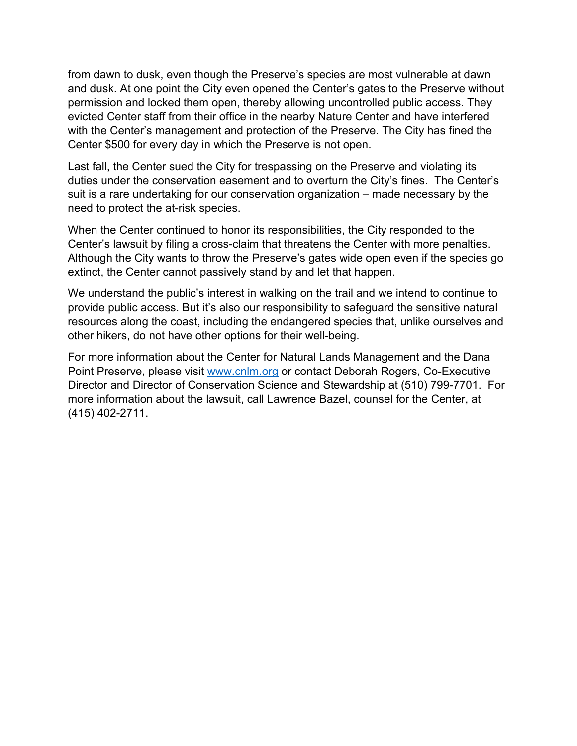from dawn to dusk, even though the Preserve's species are most vulnerable at dawn and dusk. At one point the City even opened the Center's gates to the Preserve without permission and locked them open, thereby allowing uncontrolled public access. They evicted Center staff from their office in the nearby Nature Center and have interfered with the Center's management and protection of the Preserve. The City has fined the Center $500 for every day in which the Preserve is not open.

Last fall, the Center sued the City for trespassing on the Preserve and violating its duties under the conservation easement and to overturn the City's fines. The Center's suit is a rare undertaking for our conservation organization – made necessary by the need to protect the at-risk species.

When the Center continued to honor its responsibilities, the City responded to the Center's lawsuit by filing a cross-claim that threatens the Center with more penalties. Although the City wants to throw the Preserve's gates wide open even if the species go extinct, the Center cannot passively stand by and let that happen.

We understand the public's interest in walking on the trail and we intend to continue to provide public access. But it's also our responsibility to safeguard the sensitive natural resources along the coast, including the endangered species that, unlike ourselves and other hikers, do not have other options for their well-being.

For more information about the Center for Natural Lands Management and the Dana Point Preserve, please visit [www.cnlm.org](http://www.cnlm.org) or contact Deborah Rogers, Co-Executive Director and Director of Conservation Science and Stewardship at (510) 799-7701. For more information about the lawsuit, call Lawrence Bazel, counsel for the Center, at (415) 402-2711.